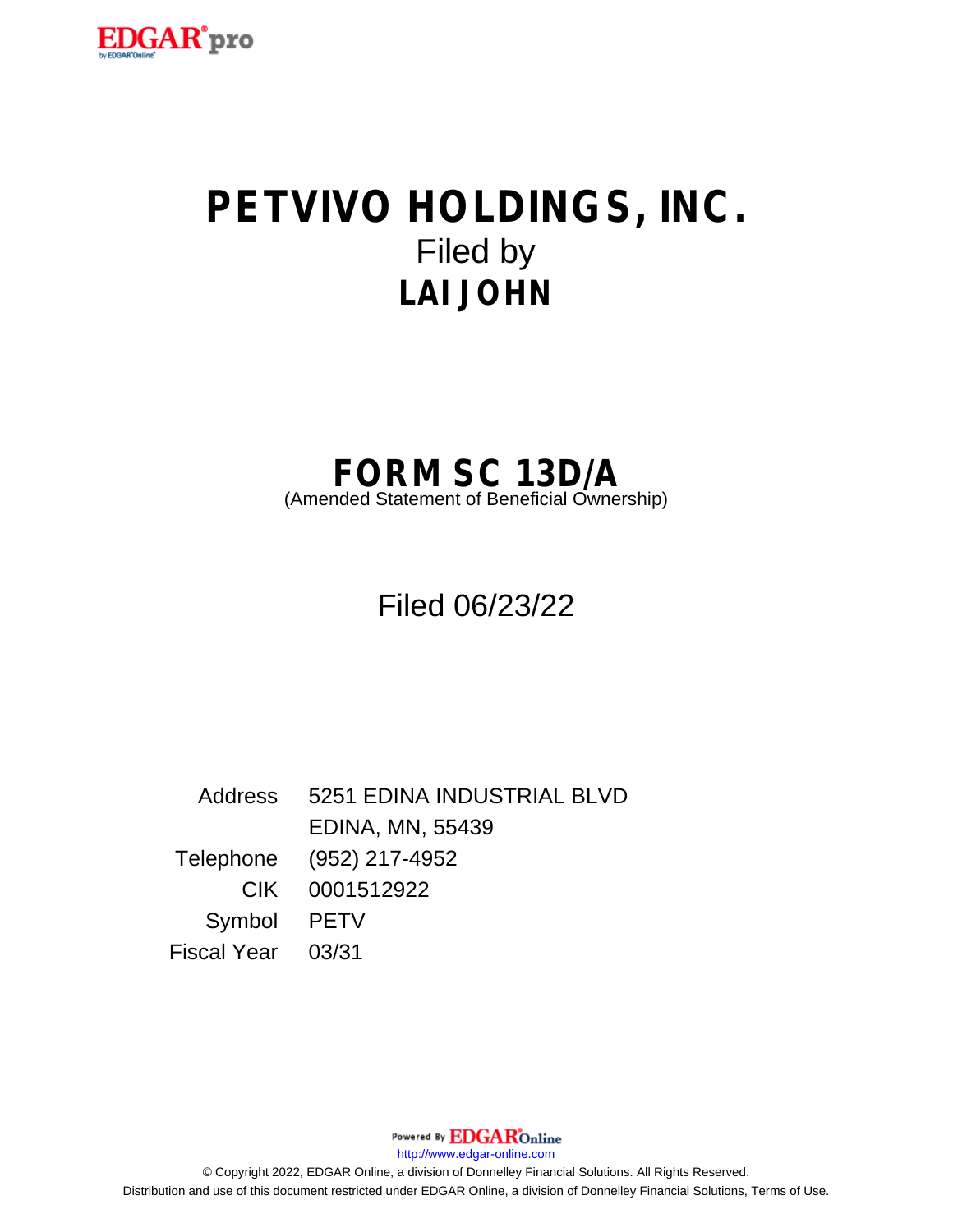# PETVIVO HOLDINGS, INC.

Filed by

**LAI JOHN**

## FORM SC 13D/A

(Amended Statement of Beneficial Ownership)

Filed 06/23/22

| | |
|---|---|
| Address | 5251 EDINA INDUSTRIAL BLVD |
| | EDINA, MN, 55439 |
| Telephone | (952) 217-4952 |
| CIK | 0001512922 |
| Symbol | PETV |
| Fiscal Year | 03/31 |

Powered By EDGAR Online

http://www.edgar-online.com

© Copyright 2022, EDGAR Online, a division of Donnelley Financial Solutions. All Rights Reserved.

Distribution and use of this document restricted under EDGAR Online, a division of Donnelley Financial Solutions, Terms of Use.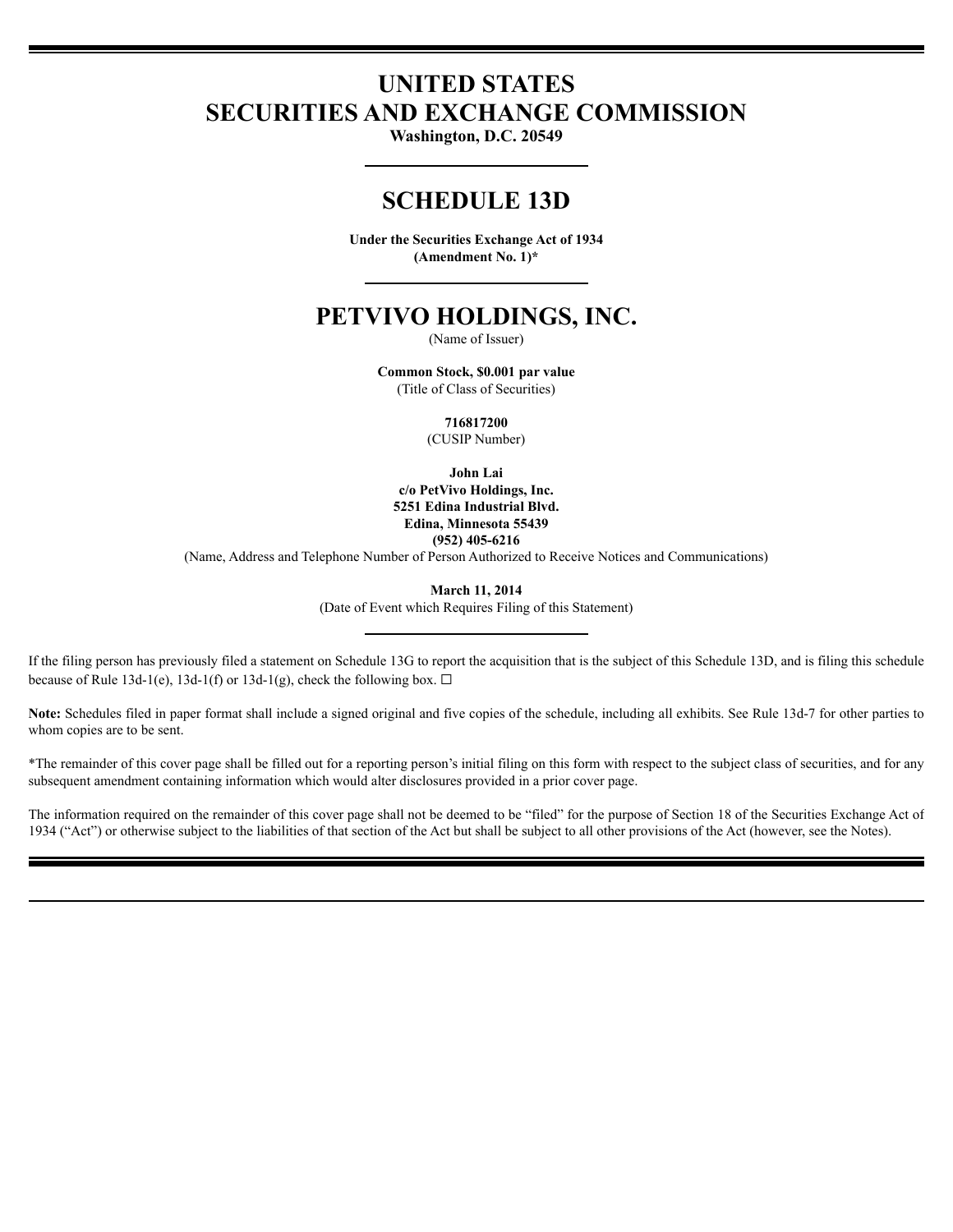# UNITED STATES
# SECURITIES AND EXCHANGE COMMISSION

**Washington, D.C. 20549**

## SCHEDULE 13D

**Under the Securities Exchange Act of 1934**
**(Amendment No. 1)***

# PETVIVO HOLDINGS, INC.

(Name of Issuer)

**Common Stock, $0.001 par value**
(Title of Class of Securities)

**716817200**
(CUSIP Number)

**John Lai**
**c/o PetVivo Holdings, Inc.**
**5251 Edina Industrial Blvd.**
**Edina, Minnesota 55439**
**(952) 405-6216**
(Name, Address and Telephone Number of Person Authorized to Receive Notices and Communications)

**March 11, 2014**
(Date of Event which Requires Filing of this Statement)

If the filing person has previously filed a statement on Schedule 13G to report the acquisition that is the subject of this Schedule 13D, and is filing this schedule because of Rule 13d-1(e), 13d-1(f) or 13d-1(g), check the following box. ☐

**Note:** Schedules filed in paper format shall include a signed original and five copies of the schedule, including all exhibits. See Rule 13d-7 for other parties to whom copies are to be sent.

*The remainder of this cover page shall be filled out for a reporting person's initial filing on this form with respect to the subject class of securities, and for any subsequent amendment containing information which would alter disclosures provided in a prior cover page.

The information required on the remainder of this cover page shall not be deemed to be "filed" for the purpose of Section 18 of the Securities Exchange Act of 1934 ("Act") or otherwise subject to the liabilities of that section of the Act but shall be subject to all other provisions of the Act (however, see the Notes).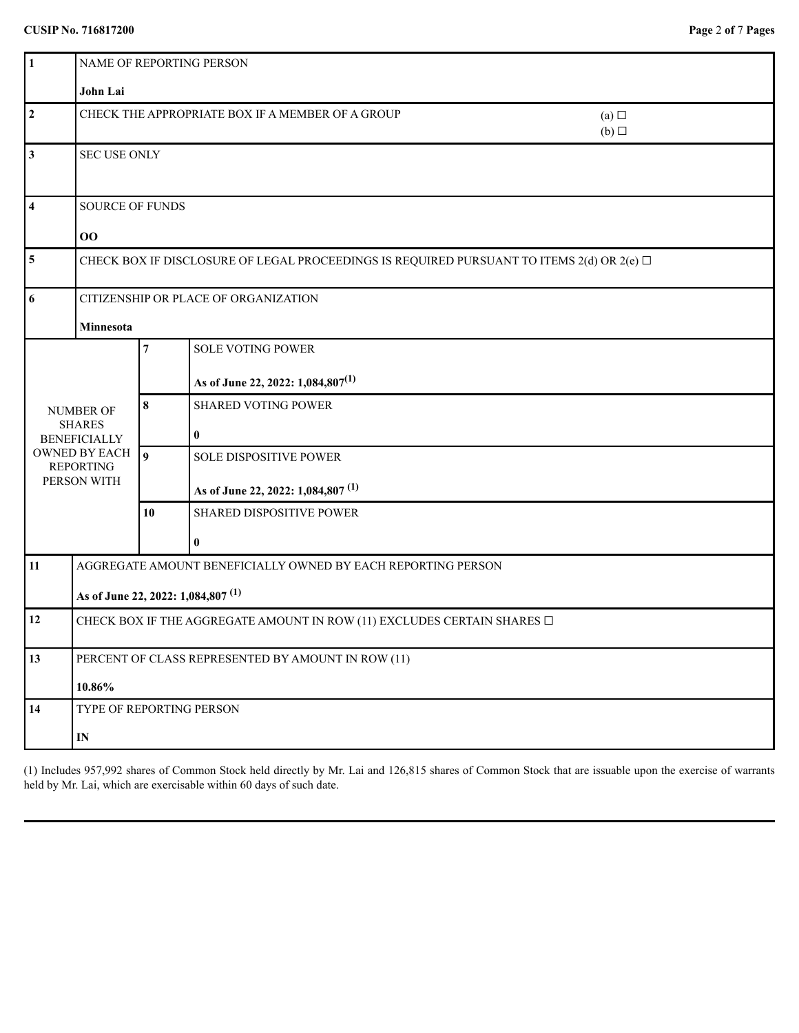CUSIP No. 716817200

| | | | |
|---|---|---|---|
| 1 | NAME OF REPORTING PERSON<br><br>**John Lai** | | |
| 2 | CHECK THE APPROPRIATE BOX IF A MEMBER OF A GROUP | | (a) ☐<br>(b) ☐ |
| 3 | SEC USE ONLY | | |
| 4 | SOURCE OF FUNDS<br><br>**OO** | | |
| 5 | CHECK BOX IF DISCLOSURE OF LEGAL PROCEEDINGS IS REQUIRED PURSUANT TO ITEMS 2(d) OR 2(e) ☐ | | |
| 6 | CITIZENSHIP OR PLACE OF ORGANIZATION<br><br>**Minnesota** | | |
| NUMBER OF SHARES BENEFICIALLY OWNED BY EACH REPORTING PERSON WITH | 7 | SOLE VOTING POWER<br><br>**As of June 22, 2022: 1,084,807[(1)]** | |
| | 8 | SHARED VOTING POWER<br><br>**0** | |
| | 9 | SOLE DISPOSITIVE POWER<br><br>**As of June 22, 2022: 1,084,807 [(1)]** | |
| | 10 | SHARED DISPOSITIVE POWER<br><br>**0** | |
| 11 | AGGREGATE AMOUNT BENEFICIALLY OWNED BY EACH REPORTING PERSON<br><br>**As of June 22, 2022: 1,084,807 [(1)]** | | |
| 12 | CHECK BOX IF THE AGGREGATE AMOUNT IN ROW (11) EXCLUDES CERTAIN SHARES ☐ | | |
| 13 | PERCENT OF CLASS REPRESENTED BY AMOUNT IN ROW (11)<br><br>**10.86%** | | |
| 14 | TYPE OF REPORTING PERSON<br><br>**IN** | | |

(1) Includes 957,992 shares of Common Stock held directly by Mr. Lai and 126,815 shares of Common Stock that are issuable upon the exercise of warrants held by Mr. Lai, which are exercisable within 60 days of such date.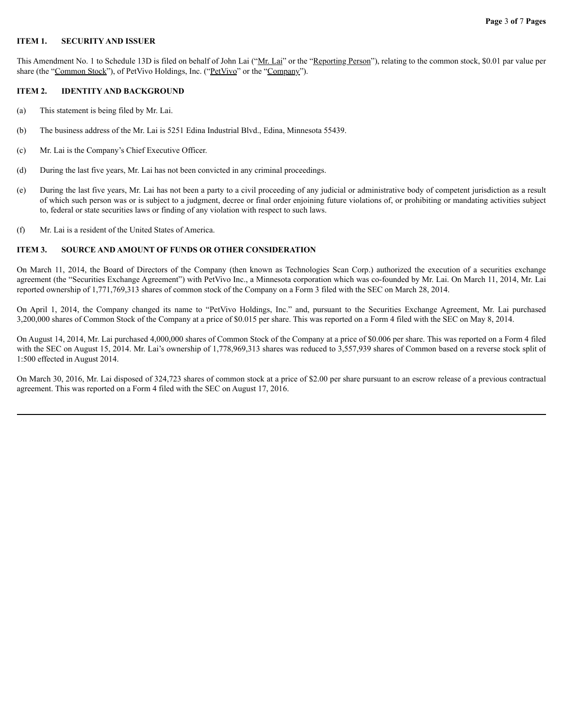## ITEM 1. SECURITY AND ISSUER

This Amendment No. 1 to Schedule 13D is filed on behalf of John Lai ("Mr. Lai" or the "Reporting Person"), relating to the common stock, $0.01 par value per share (the "Common Stock"), of PetVivo Holdings, Inc. ("PetVivo" or the "Company").

## ITEM 2. IDENTITY AND BACKGROUND

(a) This statement is being filed by Mr. Lai.

(b) The business address of the Mr. Lai is 5251 Edina Industrial Blvd., Edina, Minnesota 55439.

(c) Mr. Lai is the Company's Chief Executive Officer.

(d) During the last five years, Mr. Lai has not been convicted in any criminal proceedings.

(e) During the last five years, Mr. Lai has not been a party to a civil proceeding of any judicial or administrative body of competent jurisdiction as a result of which such person was or is subject to a judgment, decree or final order enjoining future violations of, or prohibiting or mandating activities subject to, federal or state securities laws or finding of any violation with respect to such laws.

(f) Mr. Lai is a resident of the United States of America.

## ITEM 3. SOURCE AND AMOUNT OF FUNDS OR OTHER CONSIDERATION

On March 11, 2014, the Board of Directors of the Company (then known as Technologies Scan Corp.) authorized the execution of a securities exchange agreement (the "Securities Exchange Agreement") with PetVivo Inc., a Minnesota corporation which was co-founded by Mr. Lai. On March 11, 2014, Mr. Lai reported ownership of 1,771,769,313 shares of common stock of the Company on a Form 3 filed with the SEC on March 28, 2014.

On April 1, 2014, the Company changed its name to "PetVivo Holdings, Inc." and, pursuant to the Securities Exchange Agreement, Mr. Lai purchased 3,200,000 shares of Common Stock of the Company at a price of $0.015 per share. This was reported on a Form 4 filed with the SEC on May 8, 2014.

On August 14, 2014, Mr. Lai purchased 4,000,000 shares of Common Stock of the Company at a price of $0.006 per share. This was reported on a Form 4 filed with the SEC on August 15, 2014. Mr. Lai's ownership of 1,778,969,313 shares was reduced to 3,557,939 shares of Common based on a reverse stock split of 1:500 effected in August 2014.

On March 30, 2016, Mr. Lai disposed of 324,723 shares of common stock at a price of $2.00 per share pursuant to an escrow release of a previous contractual agreement. This was reported on a Form 4 filed with the SEC on August 17, 2016.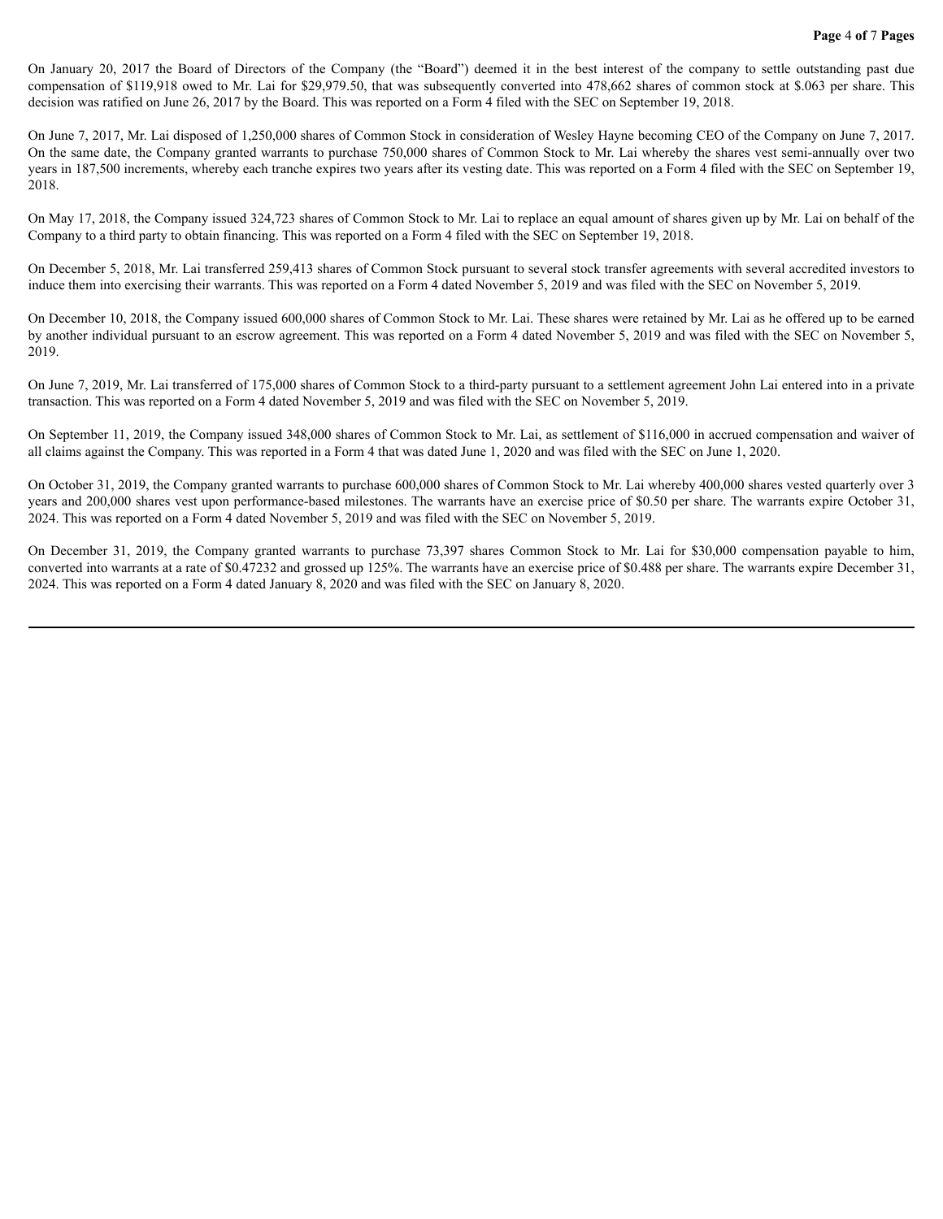On January 20, 2017 the Board of Directors of the Company (the "Board") deemed it in the best interest of the company to settle outstanding past due compensation of $119,918 owed to Mr. Lai for $29,979.50, that was subsequently converted into 478,662 shares of common stock at $.063 per share. This decision was ratified on June 26, 2017 by the Board. This was reported on a Form 4 filed with the SEC on September 19, 2018.

On June 7, 2017, Mr. Lai disposed of 1,250,000 shares of Common Stock in consideration of Wesley Hayne becoming CEO of the Company on June 7, 2017. On the same date, the Company granted warrants to purchase 750,000 shares of Common Stock to Mr. Lai whereby the shares vest semi-annually over two years in 187,500 increments, whereby each tranche expires two years after its vesting date. This was reported on a Form 4 filed with the SEC on September 19, 2018.

On May 17, 2018, the Company issued 324,723 shares of Common Stock to Mr. Lai to replace an equal amount of shares given up by Mr. Lai on behalf of the Company to a third party to obtain financing. This was reported on a Form 4 filed with the SEC on September 19, 2018.

On December 5, 2018, Mr. Lai transferred 259,413 shares of Common Stock pursuant to several stock transfer agreements with several accredited investors to induce them into exercising their warrants. This was reported on a Form 4 dated November 5, 2019 and was filed with the SEC on November 5, 2019.

On December 10, 2018, the Company issued 600,000 shares of Common Stock to Mr. Lai. These shares were retained by Mr. Lai as he offered up to be earned by another individual pursuant to an escrow agreement. This was reported on a Form 4 dated November 5, 2019 and was filed with the SEC on November 5, 2019.

On June 7, 2019, Mr. Lai transferred of 175,000 shares of Common Stock to a third-party pursuant to a settlement agreement John Lai entered into in a private transaction. This was reported on a Form 4 dated November 5, 2019 and was filed with the SEC on November 5, 2019.

On September 11, 2019, the Company issued 348,000 shares of Common Stock to Mr. Lai, as settlement of $116,000 in accrued compensation and waiver of all claims against the Company. This was reported in a Form 4 that was dated June 1, 2020 and was filed with the SEC on June 1, 2020.

On October 31, 2019, the Company granted warrants to purchase 600,000 shares of Common Stock to Mr. Lai whereby 400,000 shares vested quarterly over 3 years and 200,000 shares vest upon performance-based milestones. The warrants have an exercise price of $0.50 per share. The warrants expire October 31, 2024. This was reported on a Form 4 dated November 5, 2019 and was filed with the SEC on November 5, 2019.

On December 31, 2019, the Company granted warrants to purchase 73,397 shares Common Stock to Mr. Lai for $30,000 compensation payable to him, converted into warrants at a rate of $0.47232 and grossed up 125%. The warrants have an exercise price of $0.488 per share. The warrants expire December 31, 2024. This was reported on a Form 4 dated January 8, 2020 and was filed with the SEC on January 8, 2020.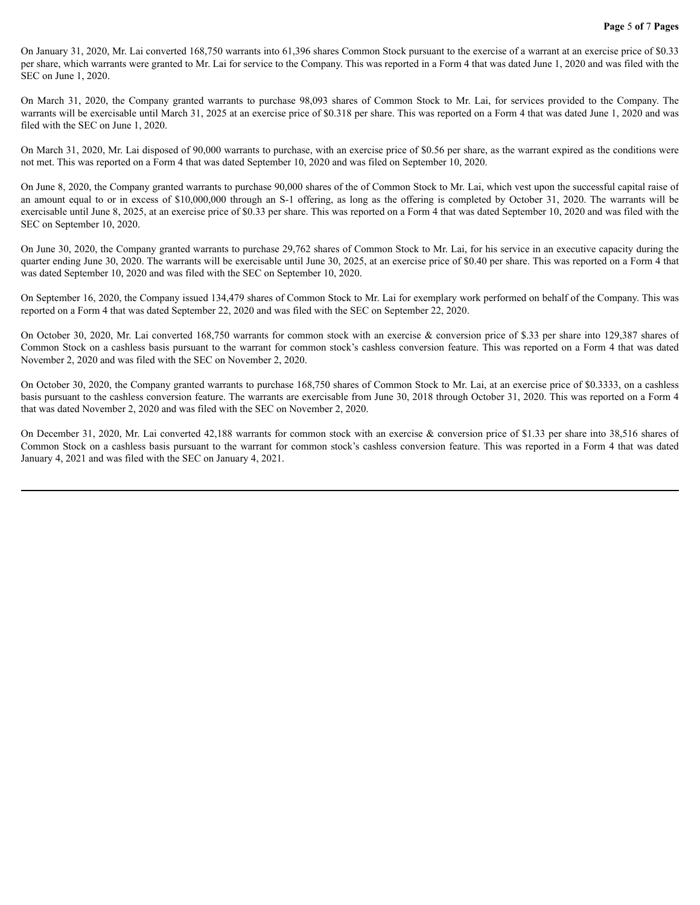On January 31, 2020, Mr. Lai converted 168,750 warrants into 61,396 shares Common Stock pursuant to the exercise of a warrant at an exercise price of $0.33 per share, which warrants were granted to Mr. Lai for service to the Company. This was reported in a Form 4 that was dated June 1, 2020 and was filed with the SEC on June 1, 2020.

On March 31, 2020, the Company granted warrants to purchase 98,093 shares of Common Stock to Mr. Lai, for services provided to the Company. The warrants will be exercisable until March 31, 2025 at an exercise price of $0.318 per share. This was reported on a Form 4 that was dated June 1, 2020 and was filed with the SEC on June 1, 2020.

On March 31, 2020, Mr. Lai disposed of 90,000 warrants to purchase, with an exercise price of $0.56 per share, as the warrant expired as the conditions were not met. This was reported on a Form 4 that was dated September 10, 2020 and was filed on September 10, 2020.

On June 8, 2020, the Company granted warrants to purchase 90,000 shares of the of Common Stock to Mr. Lai, which vest upon the successful capital raise of an amount equal to or in excess of $10,000,000 through an S-1 offering, as long as the offering is completed by October 31, 2020. The warrants will be exercisable until June 8, 2025, at an exercise price of $0.33 per share. This was reported on a Form 4 that was dated September 10, 2020 and was filed with the SEC on September 10, 2020.

On June 30, 2020, the Company granted warrants to purchase 29,762 shares of Common Stock to Mr. Lai, for his service in an executive capacity during the quarter ending June 30, 2020. The warrants will be exercisable until June 30, 2025, at an exercise price of $0.40 per share. This was reported on a Form 4 that was dated September 10, 2020 and was filed with the SEC on September 10, 2020.

On September 16, 2020, the Company issued 134,479 shares of Common Stock to Mr. Lai for exemplary work performed on behalf of the Company. This was reported on a Form 4 that was dated September 22, 2020 and was filed with the SEC on September 22, 2020.

On October 30, 2020, Mr. Lai converted 168,750 warrants for common stock with an exercise & conversion price of $.33 per share into 129,387 shares of Common Stock on a cashless basis pursuant to the warrant for common stock's cashless conversion feature. This was reported on a Form 4 that was dated November 2, 2020 and was filed with the SEC on November 2, 2020.

On October 30, 2020, the Company granted warrants to purchase 168,750 shares of Common Stock to Mr. Lai, at an exercise price of $0.3333, on a cashless basis pursuant to the cashless conversion feature. The warrants are exercisable from June 30, 2018 through October 31, 2020. This was reported on a Form 4 that was dated November 2, 2020 and was filed with the SEC on November 2, 2020.

On December 31, 2020, Mr. Lai converted 42,188 warrants for common stock with an exercise & conversion price of $1.33 per share into 38,516 shares of Common Stock on a cashless basis pursuant to the warrant for common stock's cashless conversion feature. This was reported in a Form 4 that was dated January 4, 2021 and was filed with the SEC on January 4, 2021.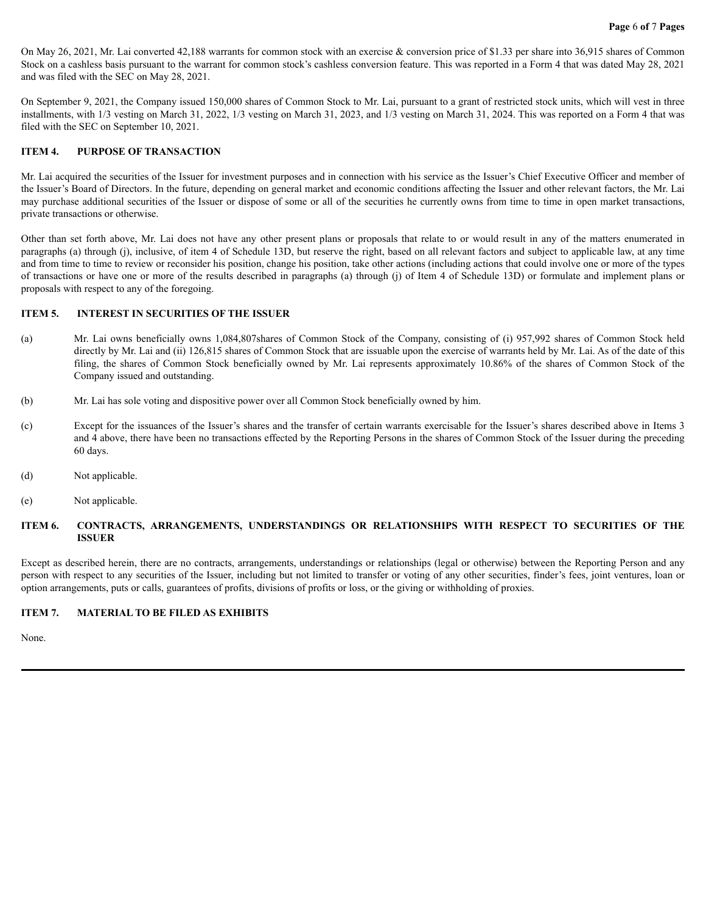On May 26, 2021, Mr. Lai converted 42,188 warrants for common stock with an exercise & conversion price of $1.33 per share into 36,915 shares of Common Stock on a cashless basis pursuant to the warrant for common stock's cashless conversion feature. This was reported in a Form 4 that was dated May 28, 2021 and was filed with the SEC on May 28, 2021.

On September 9, 2021, the Company issued 150,000 shares of Common Stock to Mr. Lai, pursuant to a grant of restricted stock units, which will vest in three installments, with 1/3 vesting on March 31, 2022, 1/3 vesting on March 31, 2023, and 1/3 vesting on March 31, 2024. This was reported on a Form 4 that was filed with the SEC on September 10, 2021.

## ITEM 4. PURPOSE OF TRANSACTION

Mr. Lai acquired the securities of the Issuer for investment purposes and in connection with his service as the Issuer's Chief Executive Officer and member of the Issuer's Board of Directors. In the future, depending on general market and economic conditions affecting the Issuer and other relevant factors, the Mr. Lai may purchase additional securities of the Issuer or dispose of some or all of the securities he currently owns from time to time in open market transactions, private transactions or otherwise.

Other than set forth above, Mr. Lai does not have any other present plans or proposals that relate to or would result in any of the matters enumerated in paragraphs (a) through (j), inclusive, of item 4 of Schedule 13D, but reserve the right, based on all relevant factors and subject to applicable law, at any time and from time to time to review or reconsider his position, change his position, take other actions (including actions that could involve one or more of the types of transactions or have one or more of the results described in paragraphs (a) through (j) of Item 4 of Schedule 13D) or formulate and implement plans or proposals with respect to any of the foregoing.

## ITEM 5. INTEREST IN SECURITIES OF THE ISSUER

(a) Mr. Lai owns beneficially owns 1,084,807shares of Common Stock of the Company, consisting of (i) 957,992 shares of Common Stock held directly by Mr. Lai and (ii) 126,815 shares of Common Stock that are issuable upon the exercise of warrants held by Mr. Lai. As of the date of this filing, the shares of Common Stock beneficially owned by Mr. Lai represents approximately 10.86% of the shares of Common Stock of the Company issued and outstanding.

(b) Mr. Lai has sole voting and dispositive power over all Common Stock beneficially owned by him.

(c) Except for the issuances of the Issuer's shares and the transfer of certain warrants exercisable for the Issuer's shares described above in Items 3 and 4 above, there have been no transactions effected by the Reporting Persons in the shares of Common Stock of the Issuer during the preceding 60 days.

(d) Not applicable.

(e) Not applicable.

## ITEM 6. CONTRACTS, ARRANGEMENTS, UNDERSTANDINGS OR RELATIONSHIPS WITH RESPECT TO SECURITIES OF THE ISSUER

Except as described herein, there are no contracts, arrangements, understandings or relationships (legal or otherwise) between the Reporting Person and any person with respect to any securities of the Issuer, including but not limited to transfer or voting of any other securities, finder's fees, joint ventures, loan or option arrangements, puts or calls, guarantees of profits, divisions of profits or loss, or the giving or withholding of proxies.

## ITEM 7. MATERIAL TO BE FILED AS EXHIBITS

None.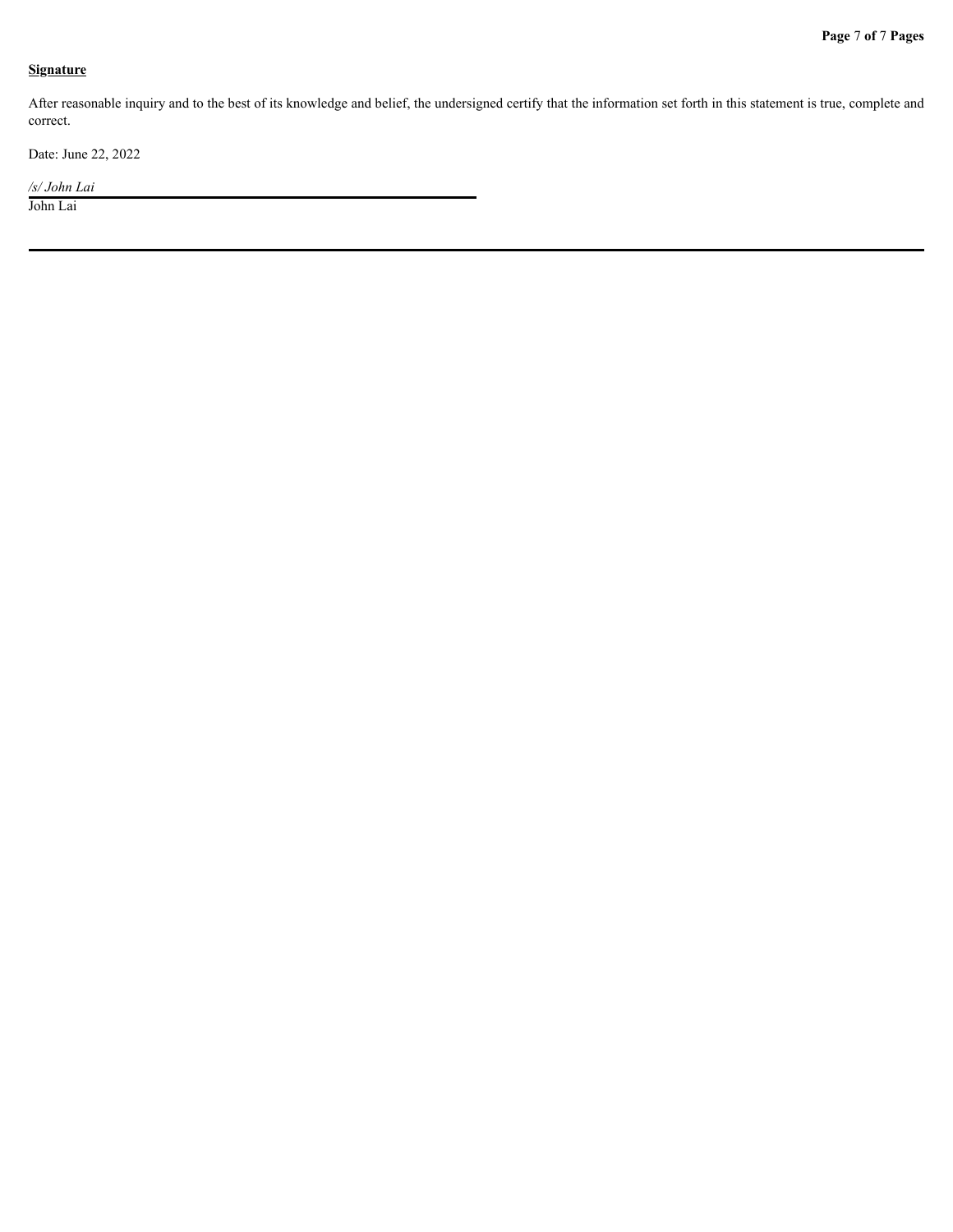**Signature**

After reasonable inquiry and to the best of its knowledge and belief, the undersigned certify that the information set forth in this statement is true, complete and correct.

Date: June 22, 2022

*/s/ John Lai*

John Lai